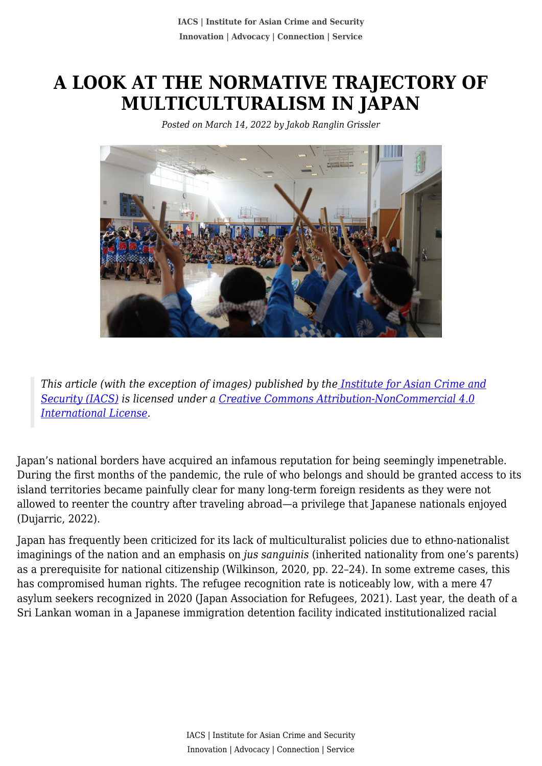# A LOOK AT THE NORMATIVE TRAJECTORY OF MULTICULTURALISM IN JAPAN

*Posted on March 14, 2022 by Jakob Ranglin Grissler*

> *This article (with the exception of images) published by the [Institute for Asian Crime and Security (IACS)]() is licensed under a [Creative Commons Attribution-NonCommercial 4.0 International License]().*

Japan's national borders have acquired an infamous reputation for being seemingly impenetrable. During the first months of the pandemic, the rule of who belongs and should be granted access to its island territories became painfully clear for many long-term foreign residents as they were not allowed to reenter the country after traveling abroad—a privilege that Japanese nationals enjoyed (Dujarric, 2022).

Japan has frequently been criticized for its lack of multiculturalist policies due to ethno-nationalist imaginings of the nation and an emphasis on *jus sanguinis* (inherited nationality from one's parents) as a prerequisite for national citizenship (Wilkinson, 2020, pp. 22–24). In some extreme cases, this has compromised human rights. The refugee recognition rate is noticeably low, with a mere 47 asylum seekers recognized in 2020 (Japan Association for Refugees, 2021). Last year, the death of a Sri Lankan woman in a Japanese immigration detention facility indicated institutionalized racial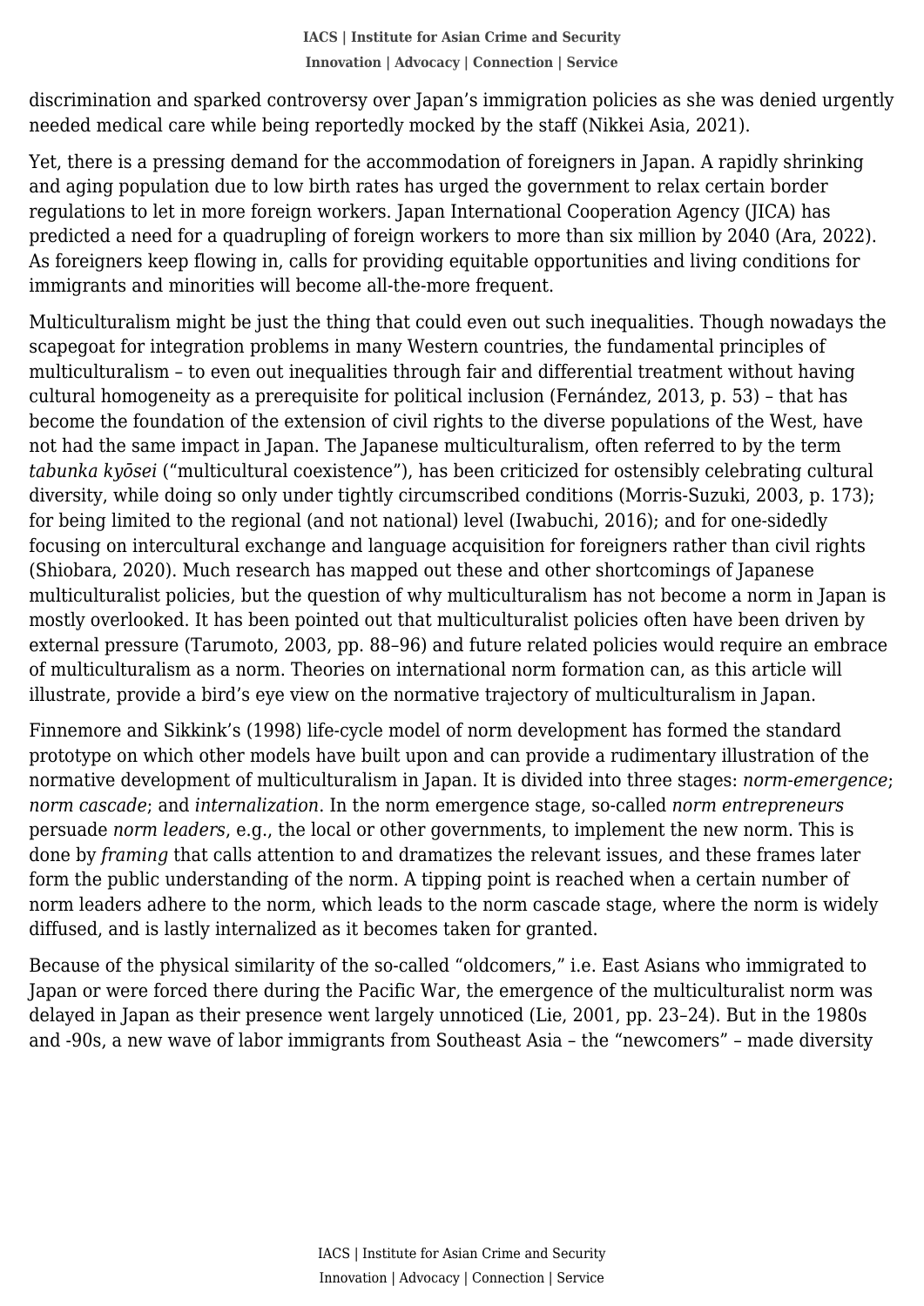discrimination and sparked controversy over Japan's immigration policies as she was denied urgently needed medical care while being reportedly mocked by the staff (Nikkei Asia, 2021).

Yet, there is a pressing demand for the accommodation of foreigners in Japan. A rapidly shrinking and aging population due to low birth rates has urged the government to relax certain border regulations to let in more foreign workers. Japan International Cooperation Agency (JICA) has predicted a need for a quadrupling of foreign workers to more than six million by 2040 (Ara, 2022). As foreigners keep flowing in, calls for providing equitable opportunities and living conditions for immigrants and minorities will become all-the-more frequent.

Multiculturalism might be just the thing that could even out such inequalities. Though nowadays the scapegoat for integration problems in many Western countries, the fundamental principles of multiculturalism – to even out inequalities through fair and differential treatment without having cultural homogeneity as a prerequisite for political inclusion (Fernández, 2013, p. 53) – that has become the foundation of the extension of civil rights to the diverse populations of the West, have not had the same impact in Japan. The Japanese multiculturalism, often referred to by the term *tabunka kyōsei* ("multicultural coexistence"), has been criticized for ostensibly celebrating cultural diversity, while doing so only under tightly circumscribed conditions (Morris-Suzuki, 2003, p. 173); for being limited to the regional (and not national) level (Iwabuchi, 2016); and for one-sidedly focusing on intercultural exchange and language acquisition for foreigners rather than civil rights (Shiobara, 2020). Much research has mapped out these and other shortcomings of Japanese multiculturalist policies, but the question of why multiculturalism has not become a norm in Japan is mostly overlooked. It has been pointed out that multiculturalist policies often have been driven by external pressure (Tarumoto, 2003, pp. 88–96) and future related policies would require an embrace of multiculturalism as a norm. Theories on international norm formation can, as this article will illustrate, provide a bird's eye view on the normative trajectory of multiculturalism in Japan.

Finnemore and Sikkink's (1998) life-cycle model of norm development has formed the standard prototype on which other models have built upon and can provide a rudimentary illustration of the normative development of multiculturalism in Japan. It is divided into three stages: *norm-emergence*; *norm cascade*; and *internalization*. In the norm emergence stage, so-called *norm entrepreneurs* persuade *norm leaders*, e.g., the local or other governments, to implement the new norm. This is done by *framing* that calls attention to and dramatizes the relevant issues, and these frames later form the public understanding of the norm. A tipping point is reached when a certain number of norm leaders adhere to the norm, which leads to the norm cascade stage, where the norm is widely diffused, and is lastly internalized as it becomes taken for granted.

Because of the physical similarity of the so-called "oldcomers," i.e. East Asians who immigrated to Japan or were forced there during the Pacific War, the emergence of the multiculturalist norm was delayed in Japan as their presence went largely unnoticed (Lie, 2001, pp. 23–24). But in the 1980s and -90s, a new wave of labor immigrants from Southeast Asia – the "newcomers" – made diversity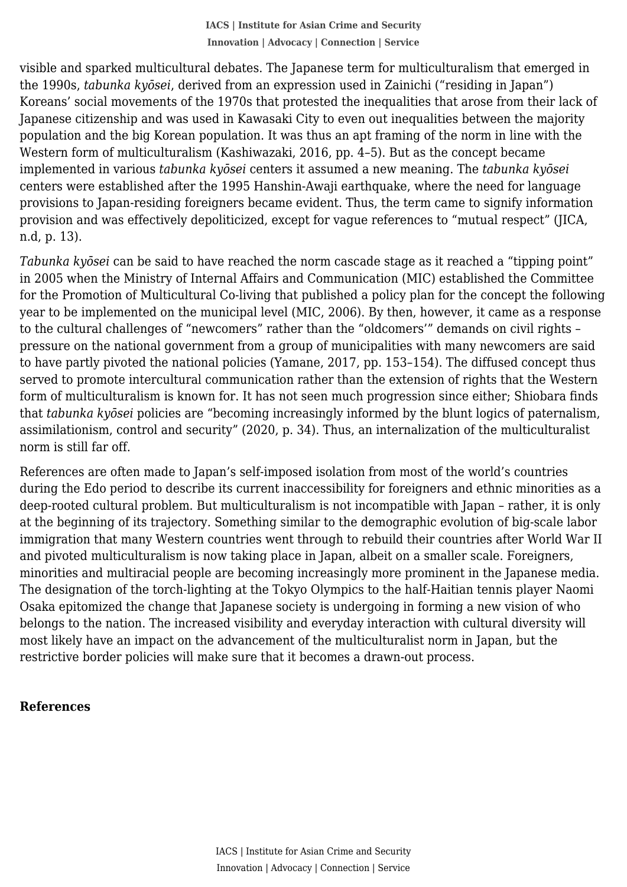visible and sparked multicultural debates. The Japanese term for multiculturalism that emerged in the 1990s, *tabunka kyōsei*, derived from an expression used in Zainichi ("residing in Japan") Koreans' social movements of the 1970s that protested the inequalities that arose from their lack of Japanese citizenship and was used in Kawasaki City to even out inequalities between the majority population and the big Korean population. It was thus an apt framing of the norm in line with the Western form of multiculturalism (Kashiwazaki, 2016, pp. 4–5). But as the concept became implemented in various *tabunka kyōsei* centers it assumed a new meaning. The *tabunka kyōsei* centers were established after the 1995 Hanshin-Awaji earthquake, where the need for language provisions to Japan-residing foreigners became evident. Thus, the term came to signify information provision and was effectively depoliticized, except for vague references to "mutual respect" (JICA, n.d, p. 13).

*Tabunka kyōsei* can be said to have reached the norm cascade stage as it reached a "tipping point" in 2005 when the Ministry of Internal Affairs and Communication (MIC) established the Committee for the Promotion of Multicultural Co-living that published a policy plan for the concept the following year to be implemented on the municipal level (MIC, 2006). By then, however, it came as a response to the cultural challenges of "newcomers" rather than the "oldcomers'" demands on civil rights – pressure on the national government from a group of municipalities with many newcomers are said to have partly pivoted the national policies (Yamane, 2017, pp. 153–154). The diffused concept thus served to promote intercultural communication rather than the extension of rights that the Western form of multiculturalism is known for. It has not seen much progression since either; Shiobara finds that *tabunka kyōsei* policies are "becoming increasingly informed by the blunt logics of paternalism, assimilationism, control and security" (2020, p. 34). Thus, an internalization of the multiculturalist norm is still far off.

References are often made to Japan's self-imposed isolation from most of the world's countries during the Edo period to describe its current inaccessibility for foreigners and ethnic minorities as a deep-rooted cultural problem. But multiculturalism is not incompatible with Japan – rather, it is only at the beginning of its trajectory. Something similar to the demographic evolution of big-scale labor immigration that many Western countries went through to rebuild their countries after World War II and pivoted multiculturalism is now taking place in Japan, albeit on a smaller scale. Foreigners, minorities and multiracial people are becoming increasingly more prominent in the Japanese media. The designation of the torch-lighting at the Tokyo Olympics to the half-Haitian tennis player Naomi Osaka epitomized the change that Japanese society is undergoing in forming a new vision of who belongs to the nation. The increased visibility and everyday interaction with cultural diversity will most likely have an impact on the advancement of the multiculturalist norm in Japan, but the restrictive border policies will make sure that it becomes a drawn-out process.

## References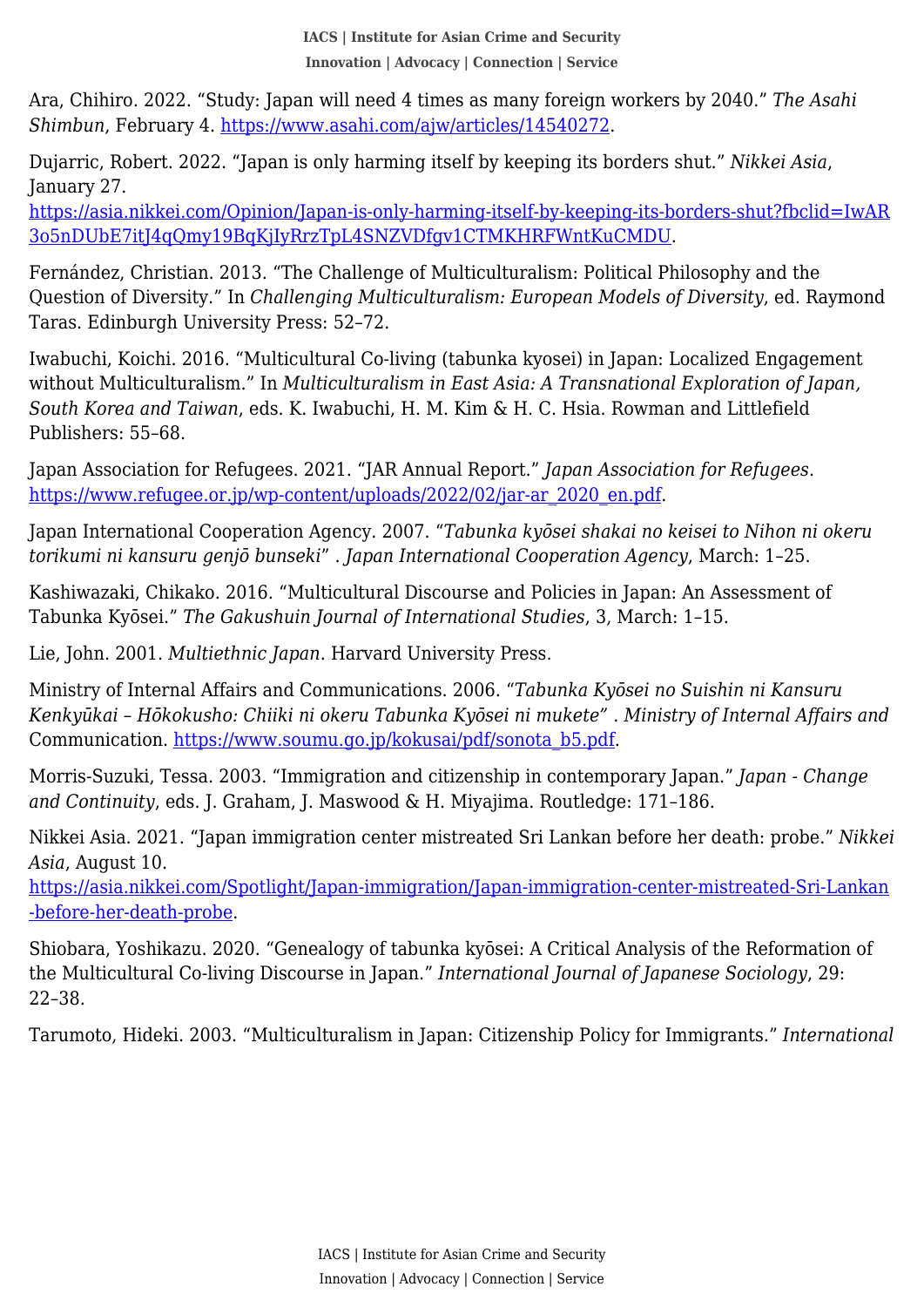Ara, Chihiro. 2022. “Study: Japan will need 4 times as many foreign workers by 2040.” *The Asahi Shimbun*, February 4. https://www.asahi.com/ajw/articles/14540272.

Dujarric, Robert. 2022. “Japan is only harming itself by keeping its borders shut.” *Nikkei Asia*, January 27. https://asia.nikkei.com/Opinion/Japan-is-only-harming-itself-by-keeping-its-borders-shut?fbclid=IwAR3o5nDUbE7itJ4qQmy19BqKjIyRrzTpL4SNZVDfgv1CTMKHRFWntKuCMDU.

Fernández, Christian. 2013. “The Challenge of Multiculturalism: Political Philosophy and the Question of Diversity.” In *Challenging Multiculturalism: European Models of Diversity*, ed. Raymond Taras. Edinburgh University Press: 52–72.

Iwabuchi, Koichi. 2016. “Multicultural Co-living (tabunka kyosei) in Japan: Localized Engagement without Multiculturalism.” In *Multiculturalism in East Asia: A Transnational Exploration of Japan, South Korea and Taiwan*, eds. K. Iwabuchi, H. M. Kim & H. C. Hsia. Rowman and Littlefield Publishers: 55–68.

Japan Association for Refugees. 2021. “JAR Annual Report.” *Japan Association for Refugees*. https://www.refugee.or.jp/wp-content/uploads/2022/02/jar-ar_2020_en.pdf.

Japan International Cooperation Agency. 2007. “*Tabunka kyōsei shakai no keisei to Nihon ni okeru torikumi ni kansuru genjō bunseki*” . *Japan International Cooperation Agency*, March: 1–25.

Kashiwazaki, Chikako. 2016. “Multicultural Discourse and Policies in Japan: An Assessment of Tabunka Kyōsei.” *The Gakushuin Journal of International Studies*, 3, March: 1–15.

Lie, John. 2001. *Multiethnic Japan*. Harvard University Press.

Ministry of Internal Affairs and Communications. 2006. “*Tabunka Kyōsei no Suishin ni Kansuru Kenkyūkai – Hōkokusho: Chiiki ni okeru Tabunka Kyōsei ni mukete*” . *Ministry of Internal Affairs and* Communication. https://www.soumu.go.jp/kokusai/pdf/sonota_b5.pdf.

Morris-Suzuki, Tessa. 2003. “Immigration and citizenship in contemporary Japan.” *Japan - Change and Continuity*, eds. J. Graham, J. Maswood & H. Miyajima. Routledge: 171–186.

Nikkei Asia. 2021. “Japan immigration center mistreated Sri Lankan before her death: probe.” *Nikkei Asia*, August 10. https://asia.nikkei.com/Spotlight/Japan-immigration/Japan-immigration-center-mistreated-Sri-Lankan-before-her-death-probe.

Shiobara, Yoshikazu. 2020. “Genealogy of tabunka kyōsei: A Critical Analysis of the Reformation of the Multicultural Co-living Discourse in Japan.” *International Journal of Japanese Sociology*, 29: 22–38.

Tarumoto, Hideki. 2003. “Multiculturalism in Japan: Citizenship Policy for Immigrants.” *International*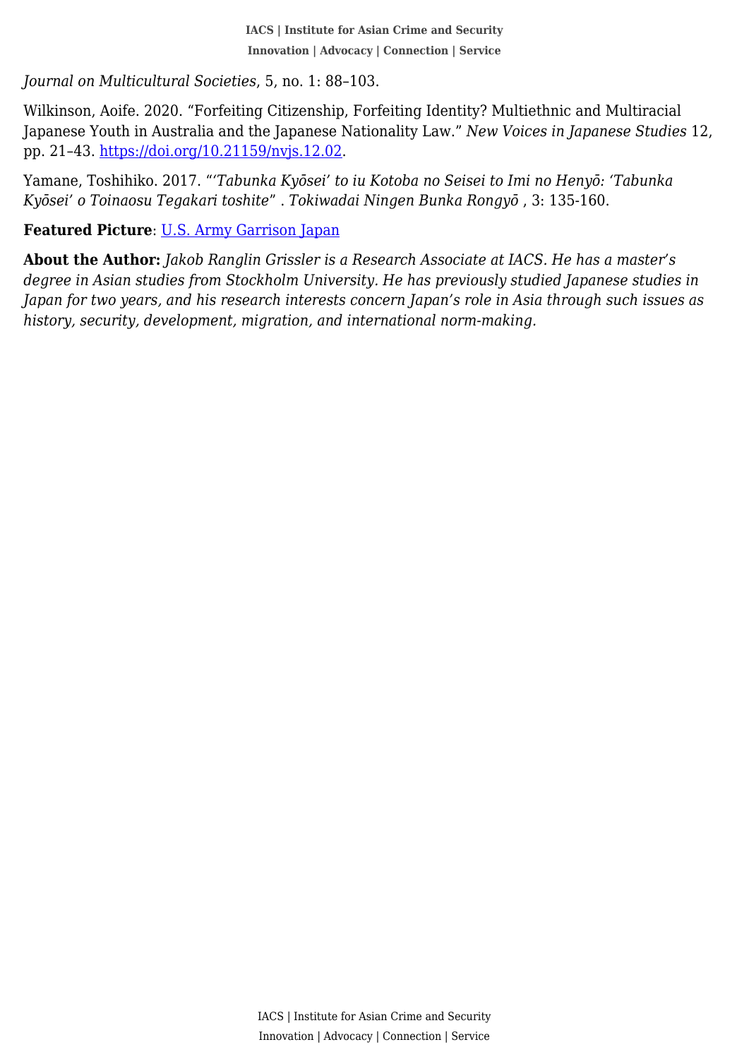*Journal on Multicultural Societies*, 5, no. 1: 88–103.

Wilkinson, Aoife. 2020. “Forfeiting Citizenship, Forfeiting Identity? Multiethnic and Multiracial Japanese Youth in Australia and the Japanese Nationality Law.” *New Voices in Japanese Studies* 12, pp. 21–43. https://doi.org/10.21159/nvjs.12.02.

Yamane, Toshihiko. 2017. “*‘Tabunka Kyōsei’ to iu Kotoba no Seisei to Imi no Henyō: ‘Tabunka Kyōsei’ o Toinaosu Tegakari toshite*” . *Tokiwadai Ningen Bunka Rongyō* , 3: 135-160.

**Featured Picture**: U.S. Army Garrison Japan

**About the Author:** *Jakob Ranglin Grissler is a Research Associate at IACS. He has a master’s degree in Asian studies from Stockholm University. He has previously studied Japanese studies in Japan for two years, and his research interests concern Japan’s role in Asia through such issues as history, security, development, migration, and international norm-making.*